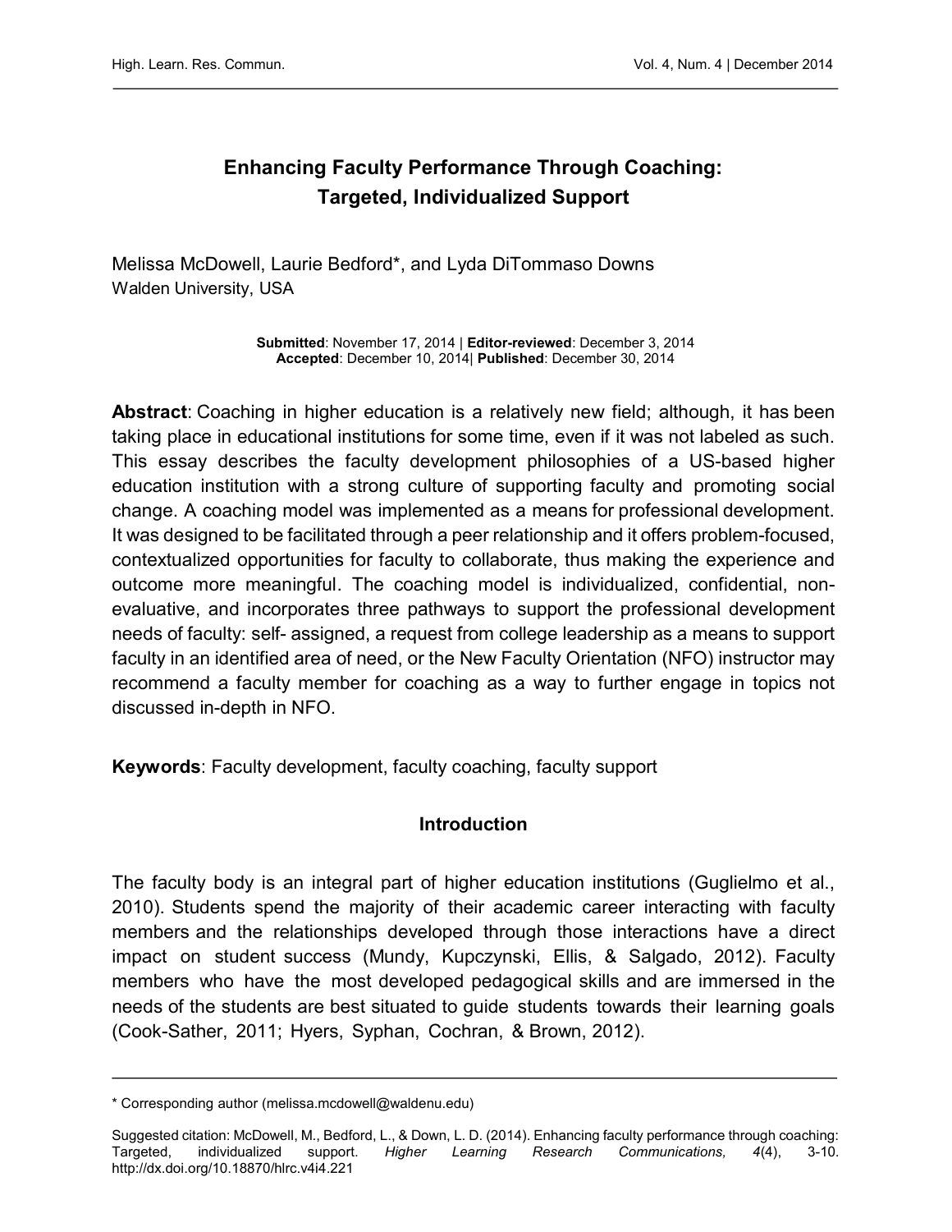# Enhancing Faculty Performance Through Coaching: Targeted, Individualized Support

Melissa McDowell, Laurie Bedford*, and Lyda DiTommaso Downs
Walden University, USA

**Submitted**: November 17, 2014 | **Editor-reviewed**: December 3, 2014
**Accepted**: December 10, 2014| **Published**: December 30, 2014

**Abstract**: Coaching in higher education is a relatively new field; although, it has been taking place in educational institutions for some time, even if it was not labeled as such. This essay describes the faculty development philosophies of a US-based higher education institution with a strong culture of supporting faculty and promoting social change. A coaching model was implemented as a means for professional development. It was designed to be facilitated through a peer relationship and it offers problem-focused, contextualized opportunities for faculty to collaborate, thus making the experience and outcome more meaningful. The coaching model is individualized, confidential, non-evaluative, and incorporates three pathways to support the professional development needs of faculty: self- assigned, a request from college leadership as a means to support faculty in an identified area of need, or the New Faculty Orientation (NFO) instructor may recommend a faculty member for coaching as a way to further engage in topics not discussed in-depth in NFO.

**Keywords**: Faculty development, faculty coaching, faculty support

## Introduction

The faculty body is an integral part of higher education institutions (Guglielmo et al., 2010). Students spend the majority of their academic career interacting with faculty members and the relationships developed through those interactions have a direct impact on student success (Mundy, Kupczynski, Ellis, & Salgado, 2012). Faculty members who have the most developed pedagogical skills and are immersed in the needs of the students are best situated to guide students towards their learning goals (Cook-Sather, 2011; Hyers, Syphan, Cochran, & Brown, 2012).

---

\* Corresponding author (melissa.mcdowell@waldenu.edu)

Suggested citation: McDowell, M., Bedford, L., & Down, L. D. (2014). Enhancing faculty performance through coaching: Targeted, individualized support. *Higher Learning Research Communications, 4*(4), 3-10. http://dx.doi.org/10.18870/hlrc.v4i4.221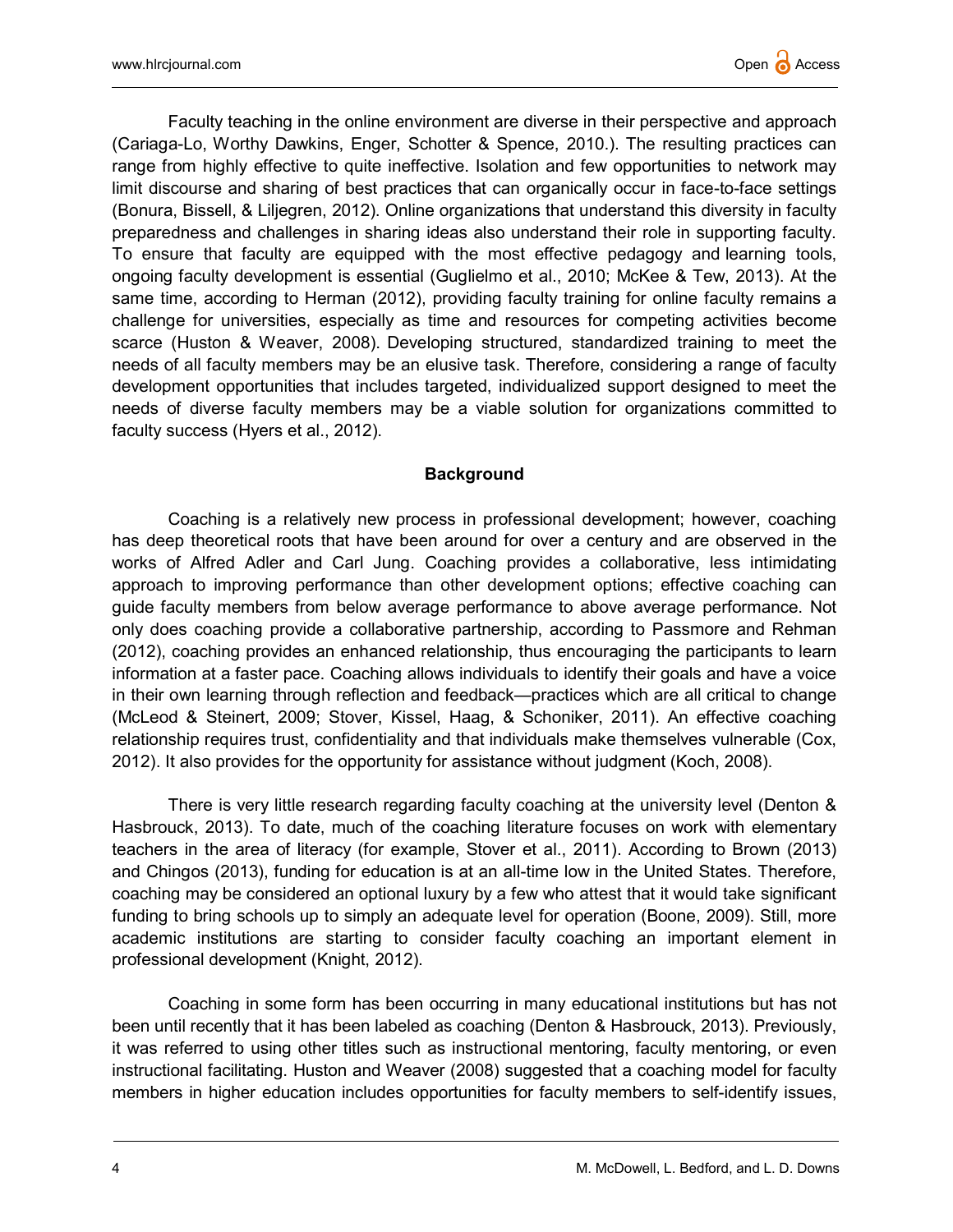Faculty teaching in the online environment are diverse in their perspective and approach (Cariaga-Lo, Worthy Dawkins, Enger, Schotter & Spence, 2010.). The resulting practices can range from highly effective to quite ineffective. Isolation and few opportunities to network may limit discourse and sharing of best practices that can organically occur in face-to-face settings (Bonura, Bissell, & Liljegren, 2012). Online organizations that understand this diversity in faculty preparedness and challenges in sharing ideas also understand their role in supporting faculty. To ensure that faculty are equipped with the most effective pedagogy and learning tools, ongoing faculty development is essential (Guglielmo et al., 2010; McKee & Tew, 2013). At the same time, according to Herman (2012), providing faculty training for online faculty remains a challenge for universities, especially as time and resources for competing activities become scarce (Huston & Weaver, 2008). Developing structured, standardized training to meet the needs of all faculty members may be an elusive task. Therefore, considering a range of faculty development opportunities that includes targeted, individualized support designed to meet the needs of diverse faculty members may be a viable solution for organizations committed to faculty success (Hyers et al., 2012).

## Background

Coaching is a relatively new process in professional development; however, coaching has deep theoretical roots that have been around for over a century and are observed in the works of Alfred Adler and Carl Jung. Coaching provides a collaborative, less intimidating approach to improving performance than other development options; effective coaching can guide faculty members from below average performance to above average performance. Not only does coaching provide a collaborative partnership, according to Passmore and Rehman (2012), coaching provides an enhanced relationship, thus encouraging the participants to learn information at a faster pace. Coaching allows individuals to identify their goals and have a voice in their own learning through reflection and feedback—practices which are all critical to change (McLeod & Steinert, 2009; Stover, Kissel, Haag, & Schoniker, 2011). An effective coaching relationship requires trust, confidentiality and that individuals make themselves vulnerable (Cox, 2012). It also provides for the opportunity for assistance without judgment (Koch, 2008).

There is very little research regarding faculty coaching at the university level (Denton & Hasbrouck, 2013). To date, much of the coaching literature focuses on work with elementary teachers in the area of literacy (for example, Stover et al., 2011). According to Brown (2013) and Chingos (2013), funding for education is at an all-time low in the United States. Therefore, coaching may be considered an optional luxury by a few who attest that it would take significant funding to bring schools up to simply an adequate level for operation (Boone, 2009). Still, more academic institutions are starting to consider faculty coaching an important element in professional development (Knight, 2012).

Coaching in some form has been occurring in many educational institutions but has not been until recently that it has been labeled as coaching (Denton & Hasbrouck, 2013). Previously, it was referred to using other titles such as instructional mentoring, faculty mentoring, or even instructional facilitating. Huston and Weaver (2008) suggested that a coaching model for faculty members in higher education includes opportunities for faculty members to self-identify issues,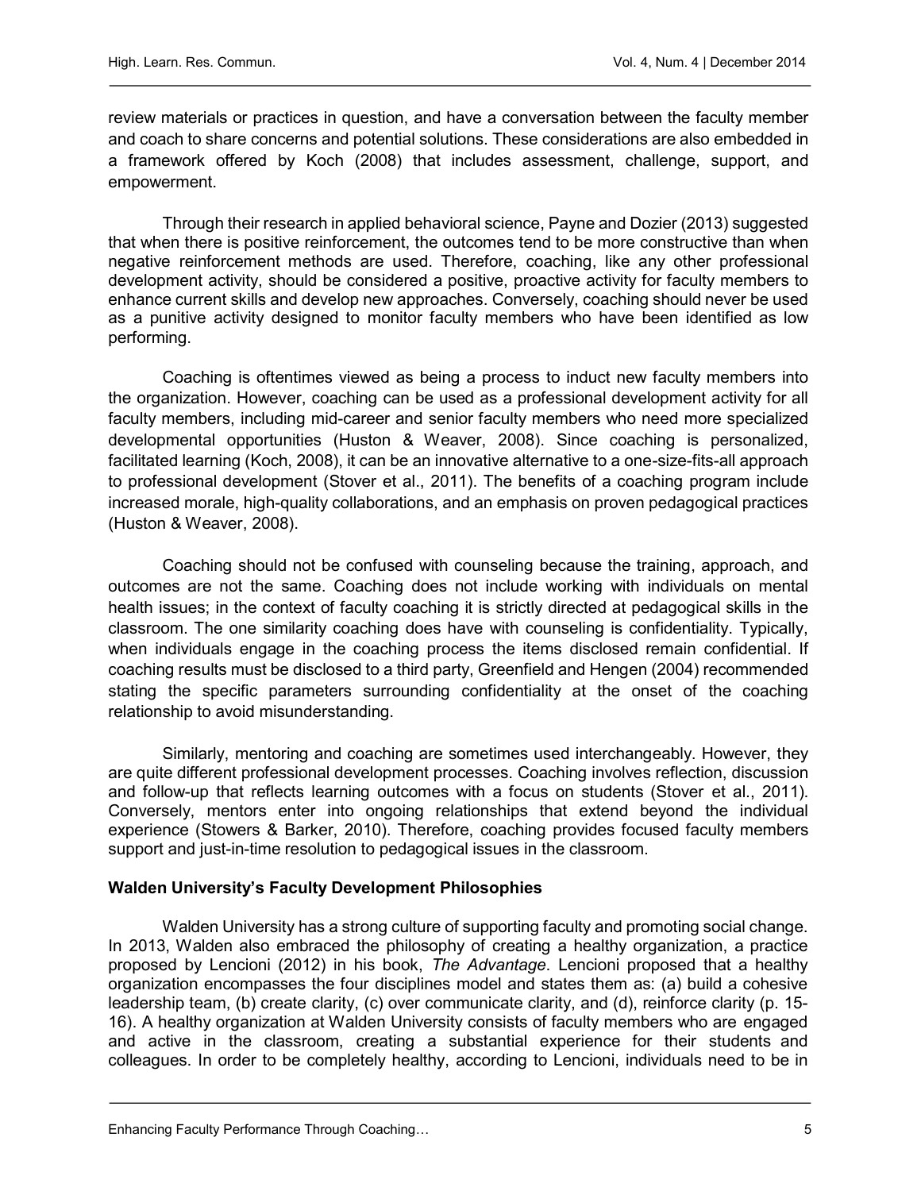review materials or practices in question, and have a conversation between the faculty member and coach to share concerns and potential solutions. These considerations are also embedded in a framework offered by Koch (2008) that includes assessment, challenge, support, and empowerment.

Through their research in applied behavioral science, Payne and Dozier (2013) suggested that when there is positive reinforcement, the outcomes tend to be more constructive than when negative reinforcement methods are used. Therefore, coaching, like any other professional development activity, should be considered a positive, proactive activity for faculty members to enhance current skills and develop new approaches. Conversely, coaching should never be used as a punitive activity designed to monitor faculty members who have been identified as low performing.

Coaching is oftentimes viewed as being a process to induct new faculty members into the organization. However, coaching can be used as a professional development activity for all faculty members, including mid-career and senior faculty members who need more specialized developmental opportunities (Huston & Weaver, 2008). Since coaching is personalized, facilitated learning (Koch, 2008), it can be an innovative alternative to a one-size-fits-all approach to professional development (Stover et al., 2011). The benefits of a coaching program include increased morale, high-quality collaborations, and an emphasis on proven pedagogical practices (Huston & Weaver, 2008).

Coaching should not be confused with counseling because the training, approach, and outcomes are not the same. Coaching does not include working with individuals on mental health issues; in the context of faculty coaching it is strictly directed at pedagogical skills in the classroom. The one similarity coaching does have with counseling is confidentiality. Typically, when individuals engage in the coaching process the items disclosed remain confidential. If coaching results must be disclosed to a third party, Greenfield and Hengen (2004) recommended stating the specific parameters surrounding confidentiality at the onset of the coaching relationship to avoid misunderstanding.

Similarly, mentoring and coaching are sometimes used interchangeably. However, they are quite different professional development processes. Coaching involves reflection, discussion and follow-up that reflects learning outcomes with a focus on students (Stover et al., 2011). Conversely, mentors enter into ongoing relationships that extend beyond the individual experience (Stowers & Barker, 2010). Therefore, coaching provides focused faculty members support and just-in-time resolution to pedagogical issues in the classroom.

**Walden University's Faculty Development Philosophies**

Walden University has a strong culture of supporting faculty and promoting social change. In 2013, Walden also embraced the philosophy of creating a healthy organization, a practice proposed by Lencioni (2012) in his book, *The Advantage*. Lencioni proposed that a healthy organization encompasses the four disciplines model and states them as: (a) build a cohesive leadership team, (b) create clarity, (c) over communicate clarity, and (d), reinforce clarity (p. 15-16). A healthy organization at Walden University consists of faculty members who are engaged and active in the classroom, creating a substantial experience for their students and colleagues. In order to be completely healthy, according to Lencioni, individuals need to be in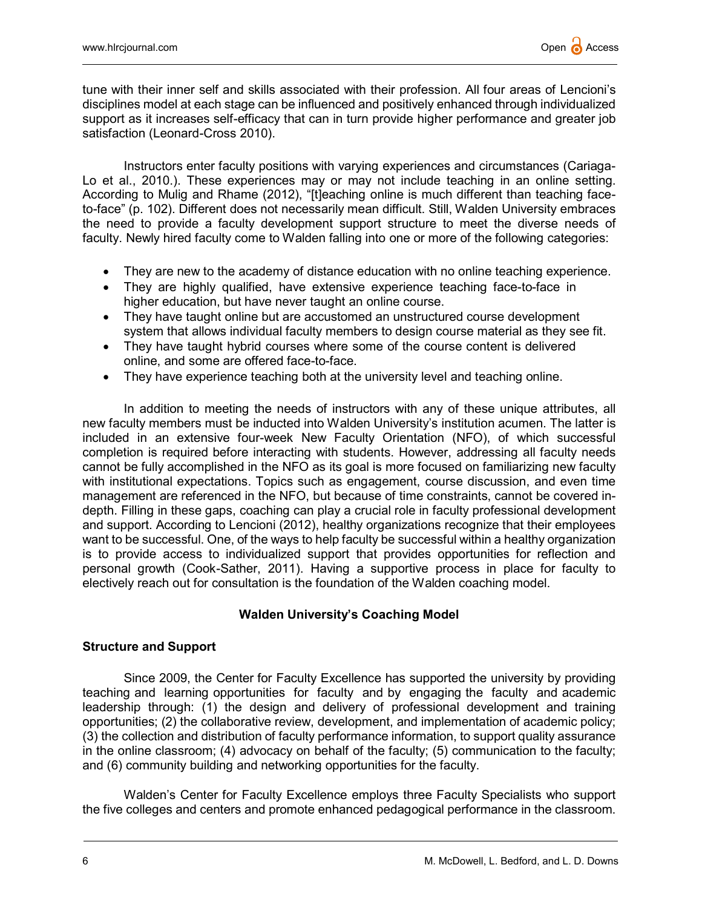tune with their inner self and skills associated with their profession. All four areas of Lencioni's disciplines model at each stage can be influenced and positively enhanced through individualized support as it increases self-efficacy that can in turn provide higher performance and greater job satisfaction (Leonard-Cross 2010).

Instructors enter faculty positions with varying experiences and circumstances (Cariaga-Lo et al., 2010.). These experiences may or may not include teaching in an online setting. According to Mulig and Rhame (2012), "[t]eaching online is much different than teaching face-to-face" (p. 102). Different does not necessarily mean difficult. Still, Walden University embraces the need to provide a faculty development support structure to meet the diverse needs of faculty. Newly hired faculty come to Walden falling into one or more of the following categories:

- They are new to the academy of distance education with no online teaching experience.
- They are highly qualified, have extensive experience teaching face-to-face in higher education, but have never taught an online course.
- They have taught online but are accustomed an unstructured course development system that allows individual faculty members to design course material as they see fit.
- They have taught hybrid courses where some of the course content is delivered online, and some are offered face-to-face.
- They have experience teaching both at the university level and teaching online.

In addition to meeting the needs of instructors with any of these unique attributes, all new faculty members must be inducted into Walden University's institution acumen. The latter is included in an extensive four-week New Faculty Orientation (NFO), of which successful completion is required before interacting with students. However, addressing all faculty needs cannot be fully accomplished in the NFO as its goal is more focused on familiarizing new faculty with institutional expectations. Topics such as engagement, course discussion, and even time management are referenced in the NFO, but because of time constraints, cannot be covered in-depth. Filling in these gaps, coaching can play a crucial role in faculty professional development and support. According to Lencioni (2012), healthy organizations recognize that their employees want to be successful. One, of the ways to help faculty be successful within a healthy organization is to provide access to individualized support that provides opportunities for reflection and personal growth (Cook-Sather, 2011). Having a supportive process in place for faculty to electively reach out for consultation is the foundation of the Walden coaching model.

## Walden University's Coaching Model

### Structure and Support

Since 2009, the Center for Faculty Excellence has supported the university by providing teaching and learning opportunities for faculty and by engaging the faculty and academic leadership through: (1) the design and delivery of professional development and training opportunities; (2) the collaborative review, development, and implementation of academic policy; (3) the collection and distribution of faculty performance information, to support quality assurance in the online classroom; (4) advocacy on behalf of the faculty; (5) communication to the faculty; and (6) community building and networking opportunities for the faculty.

Walden's Center for Faculty Excellence employs three Faculty Specialists who support the five colleges and centers and promote enhanced pedagogical performance in the classroom.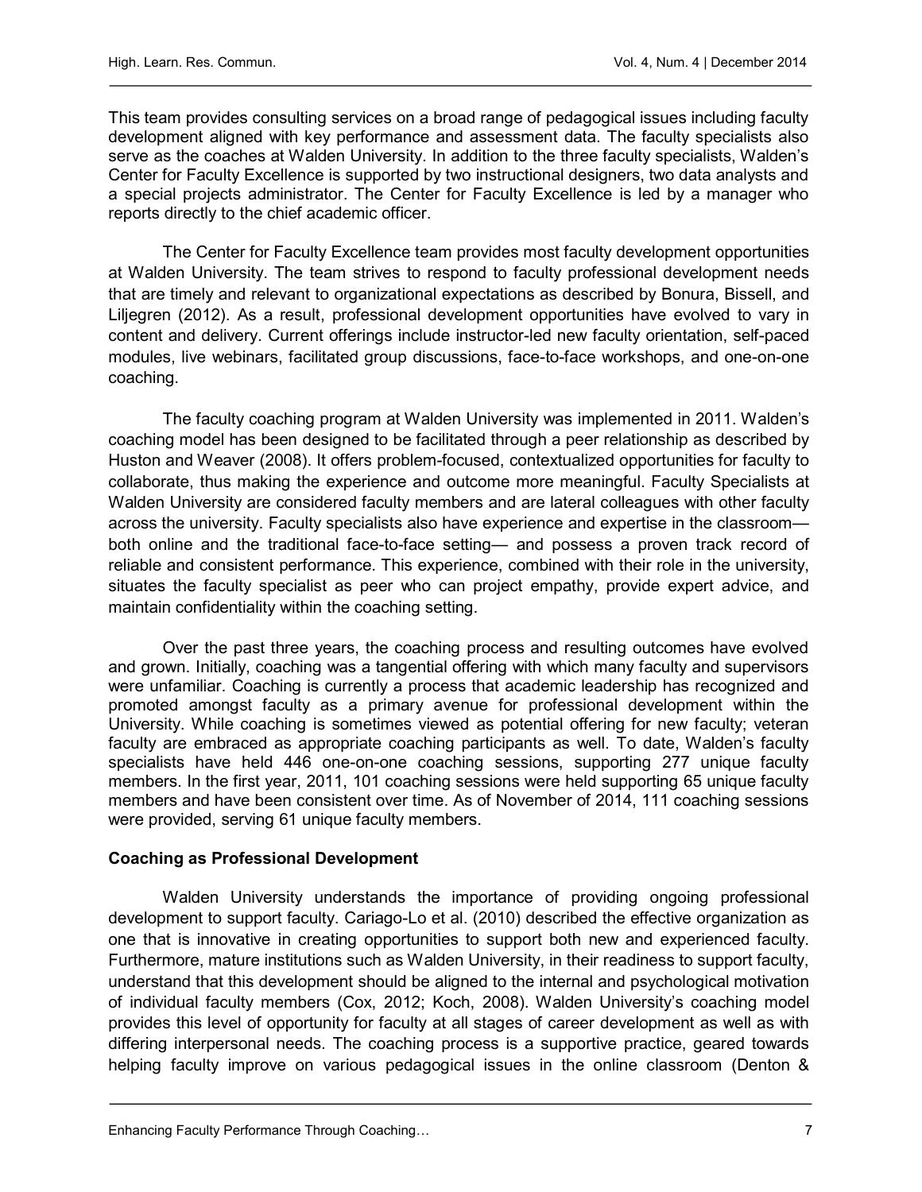This team provides consulting services on a broad range of pedagogical issues including faculty development aligned with key performance and assessment data. The faculty specialists also serve as the coaches at Walden University. In addition to the three faculty specialists, Walden's Center for Faculty Excellence is supported by two instructional designers, two data analysts and a special projects administrator. The Center for Faculty Excellence is led by a manager who reports directly to the chief academic officer.

The Center for Faculty Excellence team provides most faculty development opportunities at Walden University. The team strives to respond to faculty professional development needs that are timely and relevant to organizational expectations as described by Bonura, Bissell, and Liljegren (2012). As a result, professional development opportunities have evolved to vary in content and delivery. Current offerings include instructor-led new faculty orientation, self-paced modules, live webinars, facilitated group discussions, face-to-face workshops, and one-on-one coaching.

The faculty coaching program at Walden University was implemented in 2011. Walden's coaching model has been designed to be facilitated through a peer relationship as described by Huston and Weaver (2008). It offers problem-focused, contextualized opportunities for faculty to collaborate, thus making the experience and outcome more meaningful. Faculty Specialists at Walden University are considered faculty members and are lateral colleagues with other faculty across the university. Faculty specialists also have experience and expertise in the classroom—both online and the traditional face-to-face setting— and possess a proven track record of reliable and consistent performance. This experience, combined with their role in the university, situates the faculty specialist as peer who can project empathy, provide expert advice, and maintain confidentiality within the coaching setting.

Over the past three years, the coaching process and resulting outcomes have evolved and grown. Initially, coaching was a tangential offering with which many faculty and supervisors were unfamiliar. Coaching is currently a process that academic leadership has recognized and promoted amongst faculty as a primary avenue for professional development within the University. While coaching is sometimes viewed as potential offering for new faculty; veteran faculty are embraced as appropriate coaching participants as well. To date, Walden's faculty specialists have held 446 one-on-one coaching sessions, supporting 277 unique faculty members. In the first year, 2011, 101 coaching sessions were held supporting 65 unique faculty members and have been consistent over time. As of November of 2014, 111 coaching sessions were provided, serving 61 unique faculty members.

**Coaching as Professional Development**

Walden University understands the importance of providing ongoing professional development to support faculty. Cariago-Lo et al. (2010) described the effective organization as one that is innovative in creating opportunities to support both new and experienced faculty. Furthermore, mature institutions such as Walden University, in their readiness to support faculty, understand that this development should be aligned to the internal and psychological motivation of individual faculty members (Cox, 2012; Koch, 2008). Walden University's coaching model provides this level of opportunity for faculty at all stages of career development as well as with differing interpersonal needs. The coaching process is a supportive practice, geared towards helping faculty improve on various pedagogical issues in the online classroom (Denton &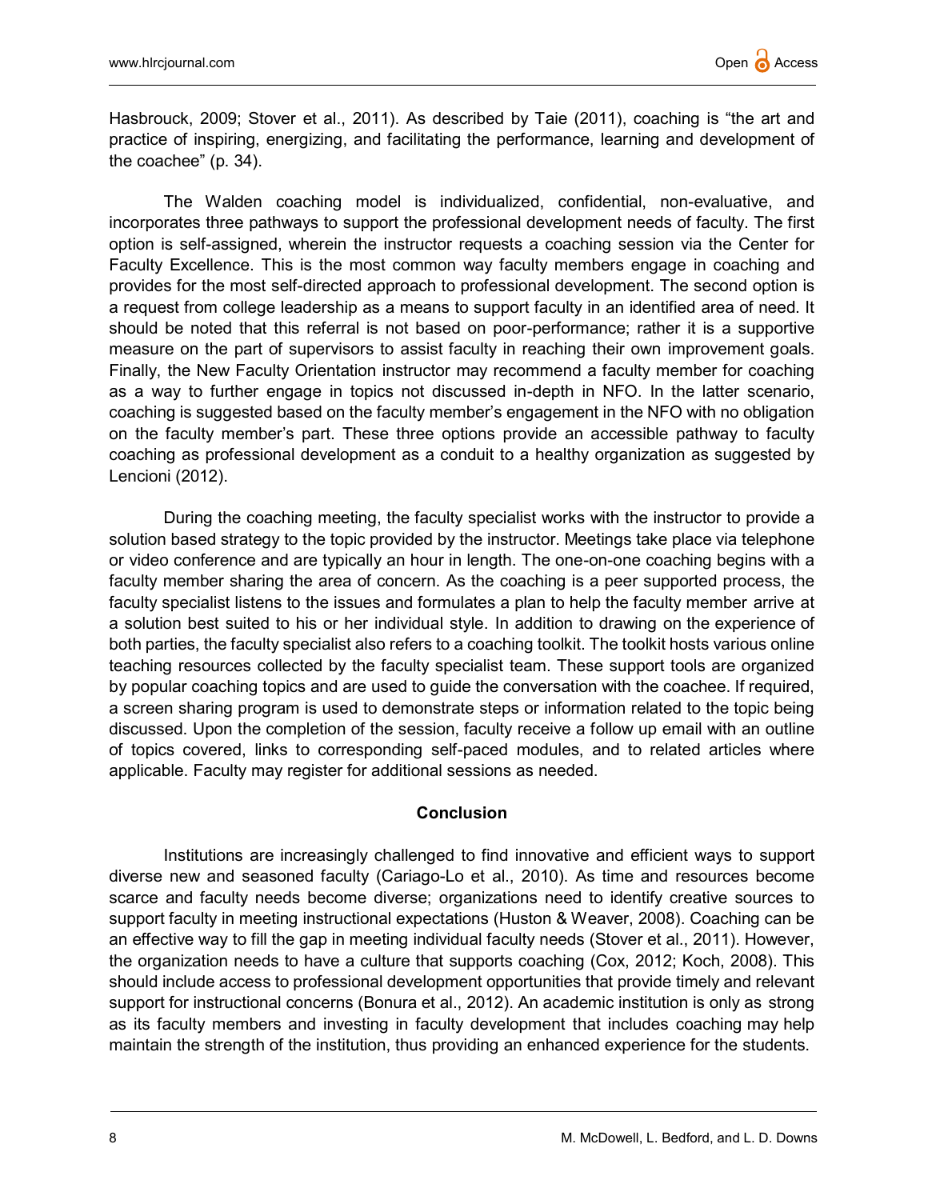Hasbrouck, 2009; Stover et al., 2011). As described by Taie (2011), coaching is “the art and practice of inspiring, energizing, and facilitating the performance, learning and development of the coachee” (p. 34).

The Walden coaching model is individualized, confidential, non-evaluative, and incorporates three pathways to support the professional development needs of faculty. The first option is self-assigned, wherein the instructor requests a coaching session via the Center for Faculty Excellence. This is the most common way faculty members engage in coaching and provides for the most self-directed approach to professional development. The second option is a request from college leadership as a means to support faculty in an identified area of need. It should be noted that this referral is not based on poor-performance; rather it is a supportive measure on the part of supervisors to assist faculty in reaching their own improvement goals. Finally, the New Faculty Orientation instructor may recommend a faculty member for coaching as a way to further engage in topics not discussed in-depth in NFO. In the latter scenario, coaching is suggested based on the faculty member’s engagement in the NFO with no obligation on the faculty member’s part. These three options provide an accessible pathway to faculty coaching as professional development as a conduit to a healthy organization as suggested by Lencioni (2012).

During the coaching meeting, the faculty specialist works with the instructor to provide a solution based strategy to the topic provided by the instructor. Meetings take place via telephone or video conference and are typically an hour in length. The one-on-one coaching begins with a faculty member sharing the area of concern. As the coaching is a peer supported process, the faculty specialist listens to the issues and formulates a plan to help the faculty member arrive at a solution best suited to his or her individual style. In addition to drawing on the experience of both parties, the faculty specialist also refers to a coaching toolkit. The toolkit hosts various online teaching resources collected by the faculty specialist team. These support tools are organized by popular coaching topics and are used to guide the conversation with the coachee. If required, a screen sharing program is used to demonstrate steps or information related to the topic being discussed. Upon the completion of the session, faculty receive a follow up email with an outline of topics covered, links to corresponding self-paced modules, and to related articles where applicable. Faculty may register for additional sessions as needed.

## Conclusion

Institutions are increasingly challenged to find innovative and efficient ways to support diverse new and seasoned faculty (Cariago-Lo et al., 2010). As time and resources become scarce and faculty needs become diverse; organizations need to identify creative sources to support faculty in meeting instructional expectations (Huston & Weaver, 2008). Coaching can be an effective way to fill the gap in meeting individual faculty needs (Stover et al., 2011). However, the organization needs to have a culture that supports coaching (Cox, 2012; Koch, 2008). This should include access to professional development opportunities that provide timely and relevant support for instructional concerns (Bonura et al., 2012). An academic institution is only as strong as its faculty members and investing in faculty development that includes coaching may help maintain the strength of the institution, thus providing an enhanced experience for the students.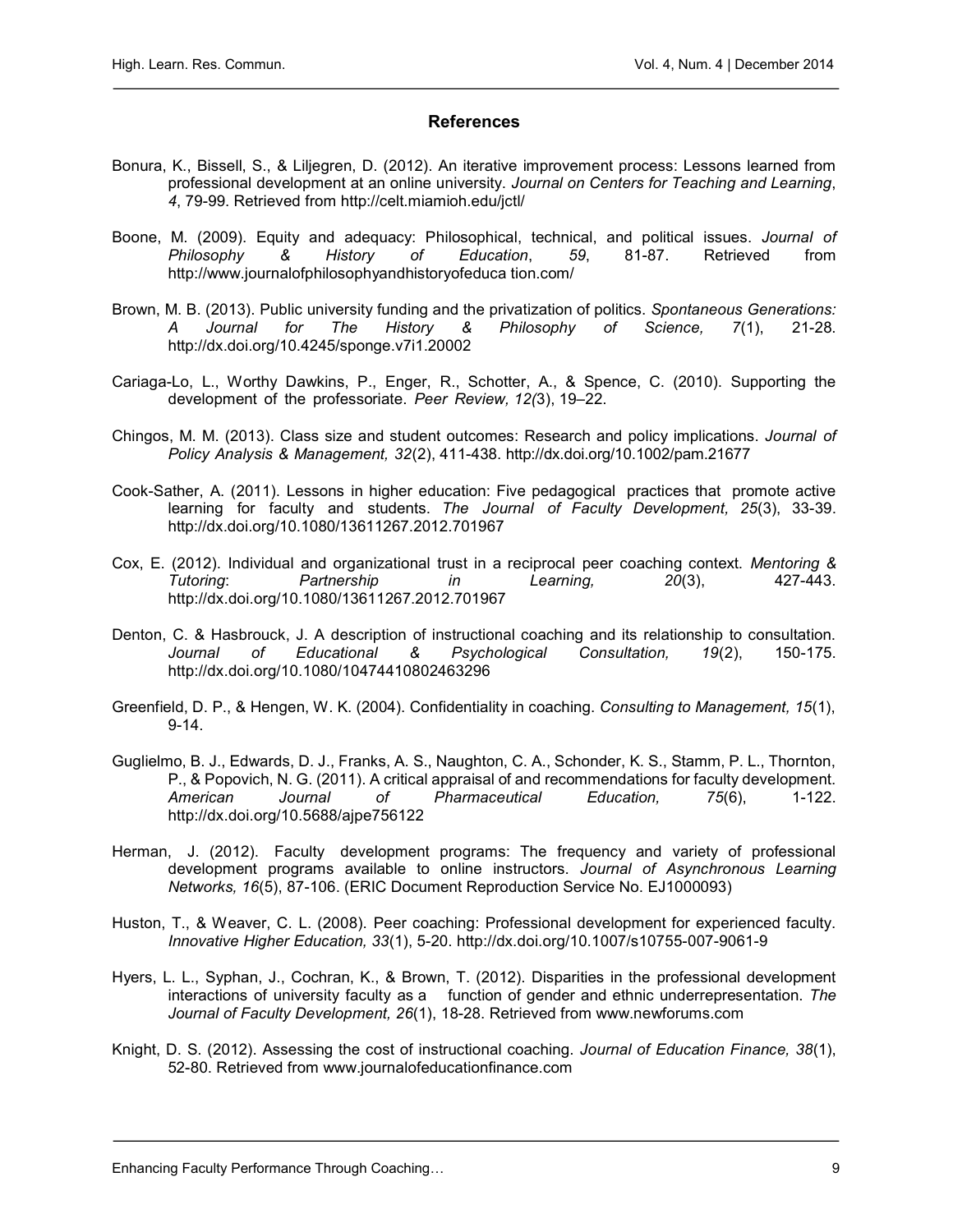## References

Bonura, K., Bissell, S., & Liljegren, D. (2012). An iterative improvement process: Lessons learned from professional development at an online university. *Journal on Centers for Teaching and Learning*, *4*, 79-99. Retrieved from http://celt.miamioh.edu/jctl/

Boone, M. (2009). Equity and adequacy: Philosophical, technical, and political issues. *Journal of Philosophy & History of Education*, *59*, 81-87. Retrieved from http://www.journalofphilosophyandhistoryofeduca tion.com/

Brown, M. B. (2013). Public university funding and the privatization of politics. *Spontaneous Generations: A Journal for The History & Philosophy of Science, 7*(1), 21-28. http://dx.doi.org/10.4245/sponge.v7i1.20002

Cariaga-Lo, L., Worthy Dawkins, P., Enger, R., Schotter, A., & Spence, C. (2010). Supporting the development of the professoriate. *Peer Review, 12(*3), 19–22.

Chingos, M. M. (2013). Class size and student outcomes: Research and policy implications. *Journal of Policy Analysis & Management, 32*(2), 411-438. http://dx.doi.org/10.1002/pam.21677

Cook-Sather, A. (2011). Lessons in higher education: Five pedagogical practices that promote active learning for faculty and students. *The Journal of Faculty Development, 25*(3), 33-39. http://dx.doi.org/10.1080/13611267.2012.701967

Cox, E. (2012). Individual and organizational trust in a reciprocal peer coaching context. *Mentoring & Tutoring*: *Partnership in Learning, 20*(3), 427-443. http://dx.doi.org/10.1080/13611267.2012.701967

Denton, C. & Hasbrouck, J. A description of instructional coaching and its relationship to consultation. *Journal of Educational & Psychological Consultation, 19*(2), 150-175. http://dx.doi.org/10.1080/10474410802463296

Greenfield, D. P., & Hengen, W. K. (2004). Confidentiality in coaching. *Consulting to Management, 15*(1), 9-14.

Guglielmo, B. J., Edwards, D. J., Franks, A. S., Naughton, C. A., Schonder, K. S., Stamm, P. L., Thornton, P., & Popovich, N. G. (2011). A critical appraisal of and recommendations for faculty development. *American Journal of Pharmaceutical Education, 75*(6), 1-122. http://dx.doi.org/10.5688/ajpe756122

Herman, J. (2012). Faculty development programs: The frequency and variety of professional development programs available to online instructors. *Journal of Asynchronous Learning Networks, 16*(5), 87-106. (ERIC Document Reproduction Service No. EJ1000093)

Huston, T., & Weaver, C. L. (2008). Peer coaching: Professional development for experienced faculty. *Innovative Higher Education, 33*(1), 5-20. http://dx.doi.org/10.1007/s10755-007-9061-9

Hyers, L. L., Syphan, J., Cochran, K., & Brown, T. (2012). Disparities in the professional development interactions of university faculty as a function of gender and ethnic underrepresentation. *The Journal of Faculty Development, 26*(1), 18-28. Retrieved from www.newforums.com

Knight, D. S. (2012). Assessing the cost of instructional coaching. *Journal of Education Finance, 38*(1), 52-80. Retrieved from www.journalofeducationfinance.com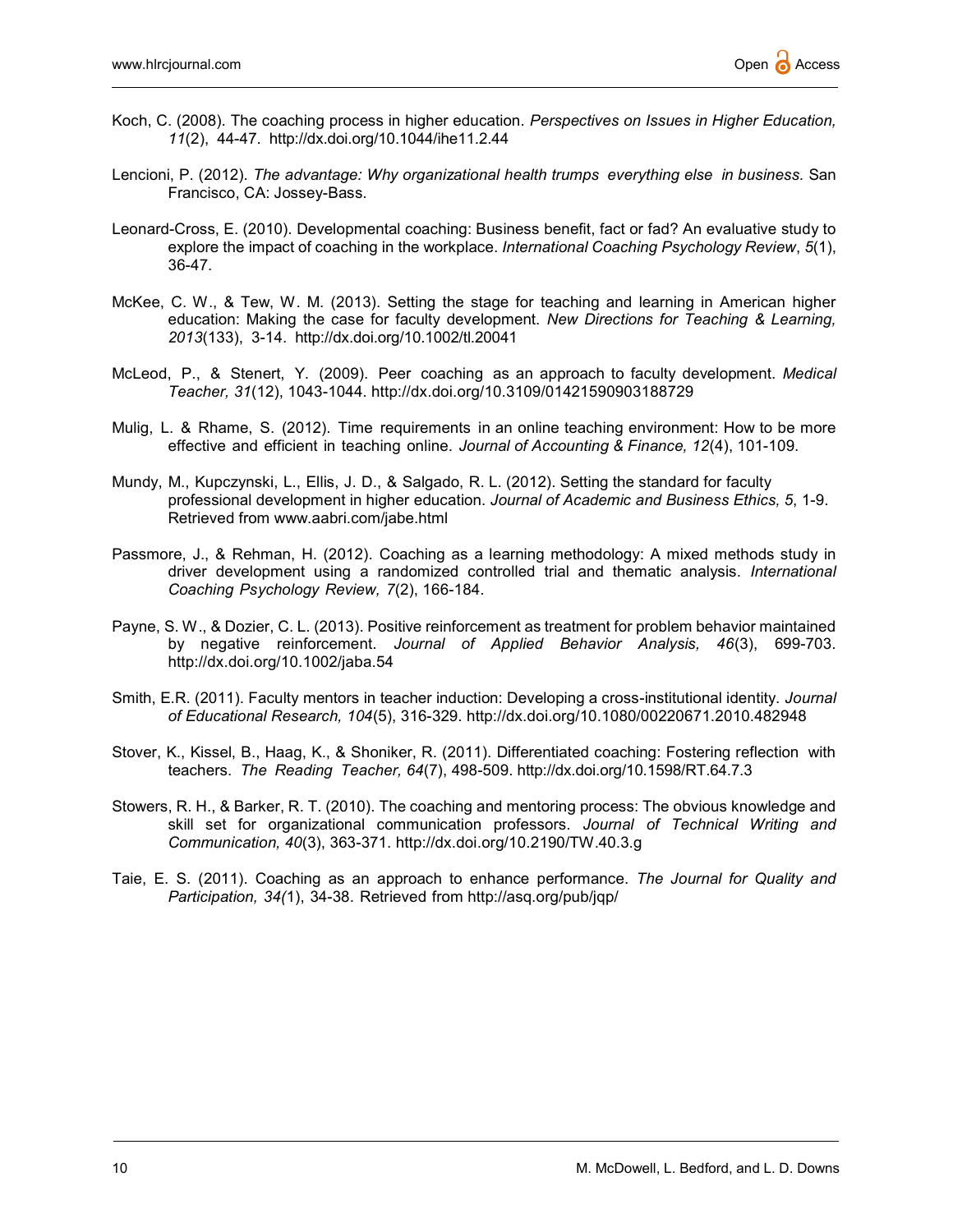Koch, C. (2008). The coaching process in higher education. *Perspectives on Issues in Higher Education, 11*(2), 44-47. http://dx.doi.org/10.1044/ihe11.2.44

Lencioni, P. (2012). *The advantage: Why organizational health trumps everything else in business.* San Francisco, CA: Jossey-Bass.

Leonard-Cross, E. (2010). Developmental coaching: Business benefit, fact or fad? An evaluative study to explore the impact of coaching in the workplace. *International Coaching Psychology Review*, *5*(1), 36-47.

McKee, C. W., & Tew, W. M. (2013). Setting the stage for teaching and learning in American higher education: Making the case for faculty development. *New Directions for Teaching & Learning, 2013*(133), 3-14. http://dx.doi.org/10.1002/tl.20041

McLeod, P., & Stenert, Y. (2009). Peer coaching as an approach to faculty development. *Medical Teacher, 31*(12), 1043-1044. http://dx.doi.org/10.3109/01421590903188729

Mulig, L. & Rhame, S. (2012). Time requirements in an online teaching environment: How to be more effective and efficient in teaching online. *Journal of Accounting & Finance, 12*(4), 101-109.

Mundy, M., Kupczynski, L., Ellis, J. D., & Salgado, R. L. (2012). Setting the standard for faculty professional development in higher education. *Journal of Academic and Business Ethics, 5*, 1-9. Retrieved from www.aabri.com/jabe.html

Passmore, J., & Rehman, H. (2012). Coaching as a learning methodology: A mixed methods study in driver development using a randomized controlled trial and thematic analysis. *International Coaching Psychology Review, 7*(2), 166-184.

Payne, S. W., & Dozier, C. L. (2013). Positive reinforcement as treatment for problem behavior maintained by negative reinforcement. *Journal of Applied Behavior Analysis, 46*(3), 699-703. http://dx.doi.org/10.1002/jaba.54

Smith, E.R. (2011). Faculty mentors in teacher induction: Developing a cross-institutional identity. *Journal of Educational Research, 104*(5), 316-329. http://dx.doi.org/10.1080/00220671.2010.482948

Stover, K., Kissel, B., Haag, K., & Shoniker, R. (2011). Differentiated coaching: Fostering reflection with teachers. *The Reading Teacher, 64*(7), 498-509. http://dx.doi.org/10.1598/RT.64.7.3

Stowers, R. H., & Barker, R. T. (2010). The coaching and mentoring process: The obvious knowledge and skill set for organizational communication professors. *Journal of Technical Writing and Communication, 40*(3), 363-371. http://dx.doi.org/10.2190/TW.40.3.g

Taie, E. S. (2011). Coaching as an approach to enhance performance. *The Journal for Quality and Participation, 34(*1), 34-38. Retrieved from http://asq.org/pub/jqp/